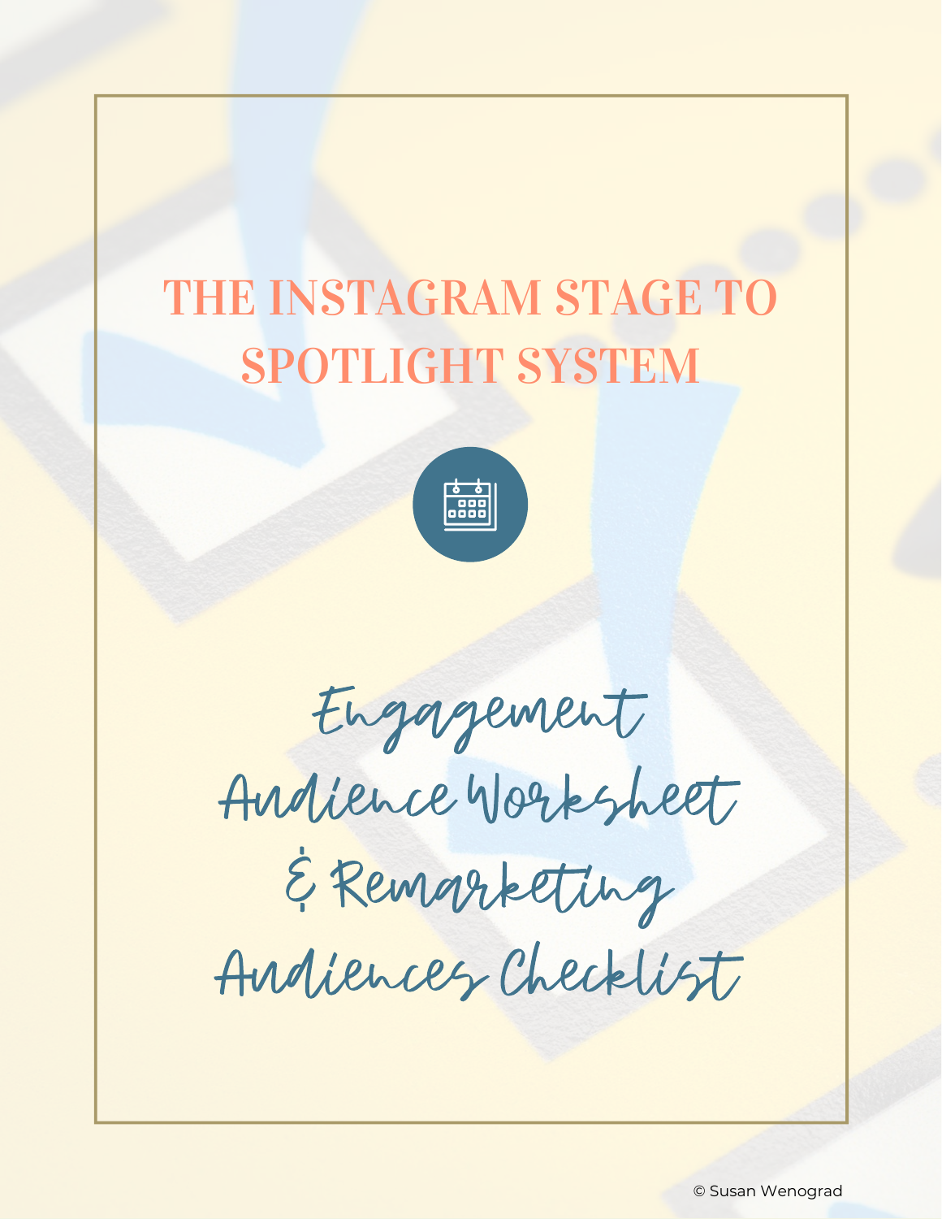# THE INSTAGRAM STAGE TO SPOTLIGHT SYSTEM

## Engagement Audience Worksheet & Remarketing Audiences Checklist

© Susan Wenograd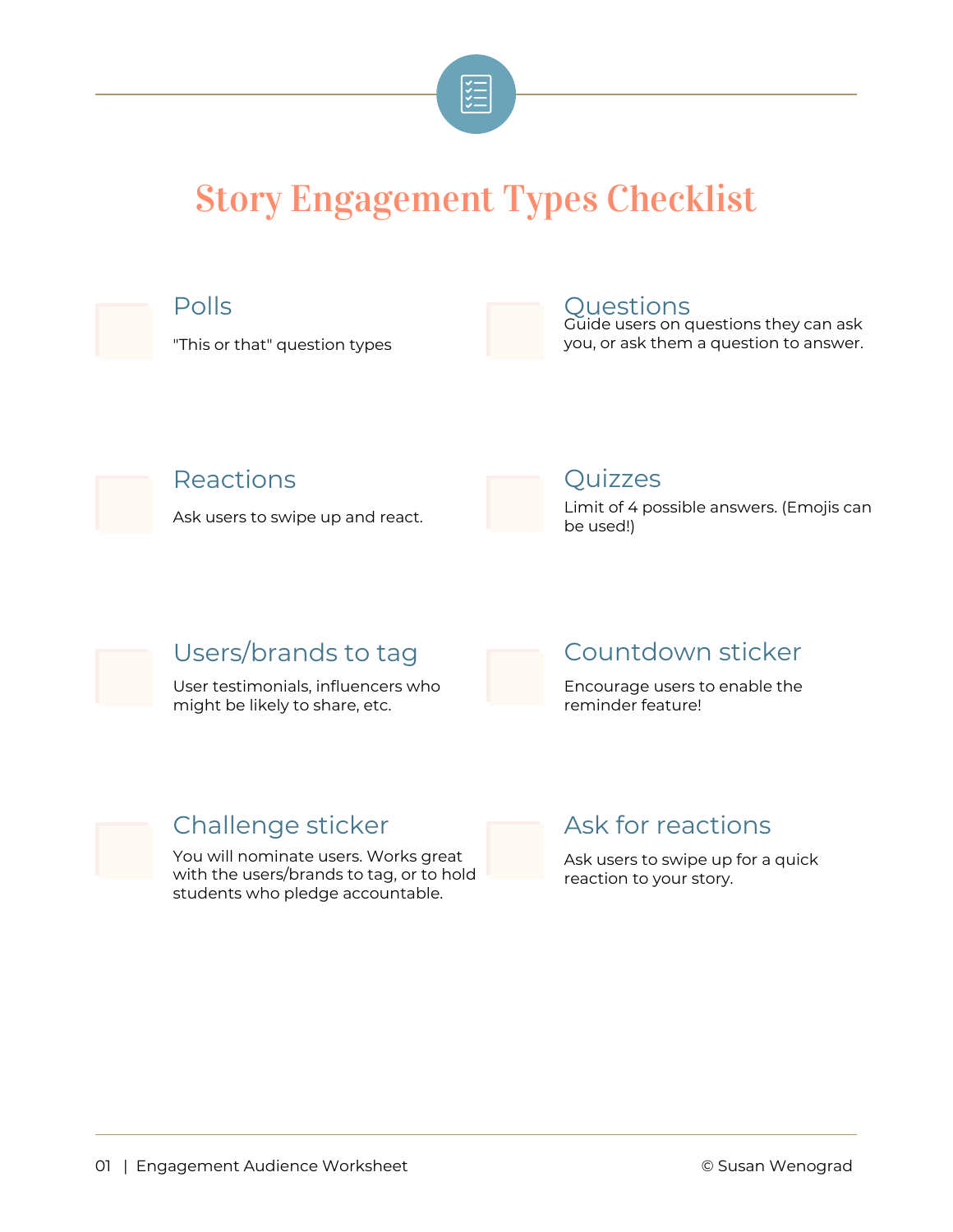# Story Engagement Types Checklist

- [ ] **Polls**
  "This or that" question types

- [ ] **Questions**
  Guide users on questions they can ask you, or ask them a question to answer.

- [ ] **Reactions**
  Ask users to swipe up and react.

- [ ] **Quizzes**
  Limit of 4 possible answers. (Emojis can be used!)

- [ ] **Users/brands to tag**
  User testimonials, influencers who might be likely to share, etc.

- [ ] **Countdown sticker**
  Encourage users to enable the reminder feature!

- [ ] **Challenge sticker**
  You will nominate users. Works great with the users/brands to tag, or to hold students who pledge accountable.

- [ ] **Ask for reactions**
  Ask users to swipe up for a quick reaction to your story.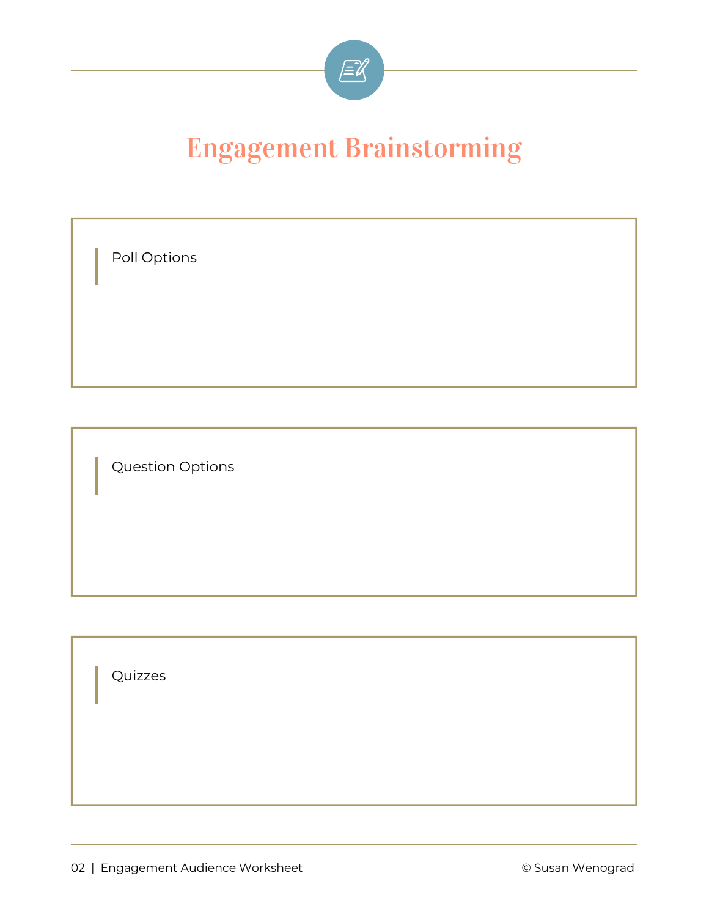# Engagement Brainstorming

Poll Options

Question Options

Quizzes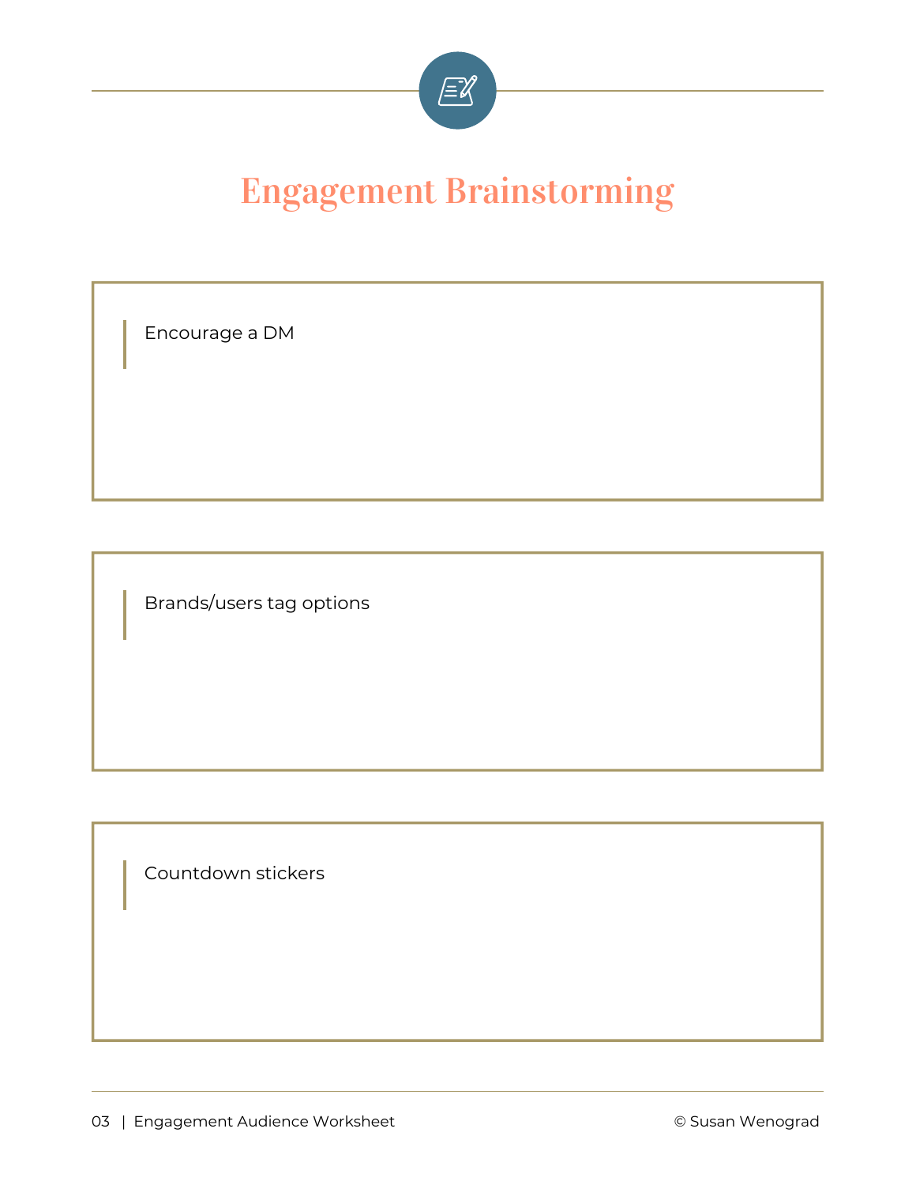# Engagement Brainstorming

Encourage a DM

Brands/users tag options

Countdown stickers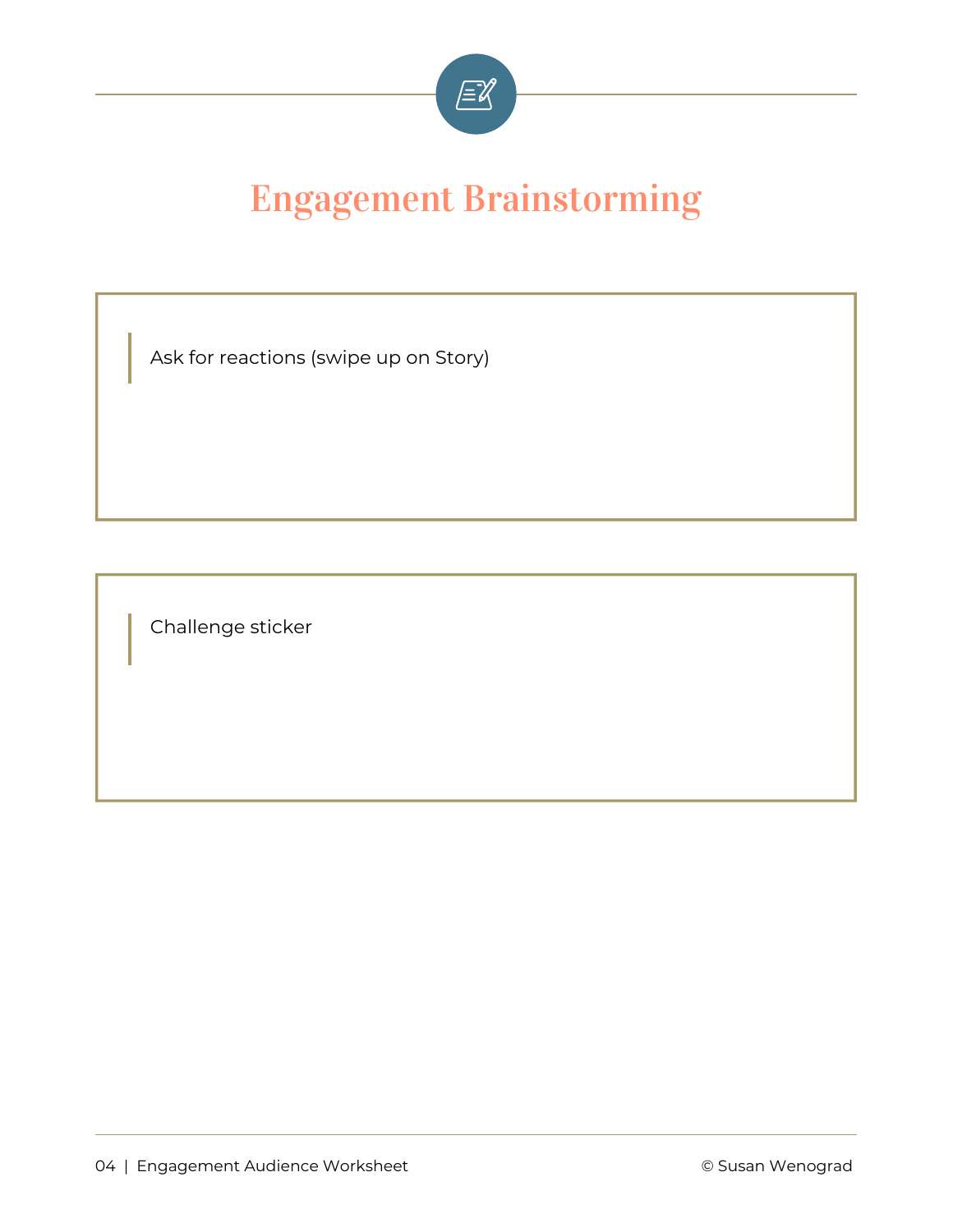# Engagement Brainstorming

Ask for reactions (swipe up on Story)

Challenge sticker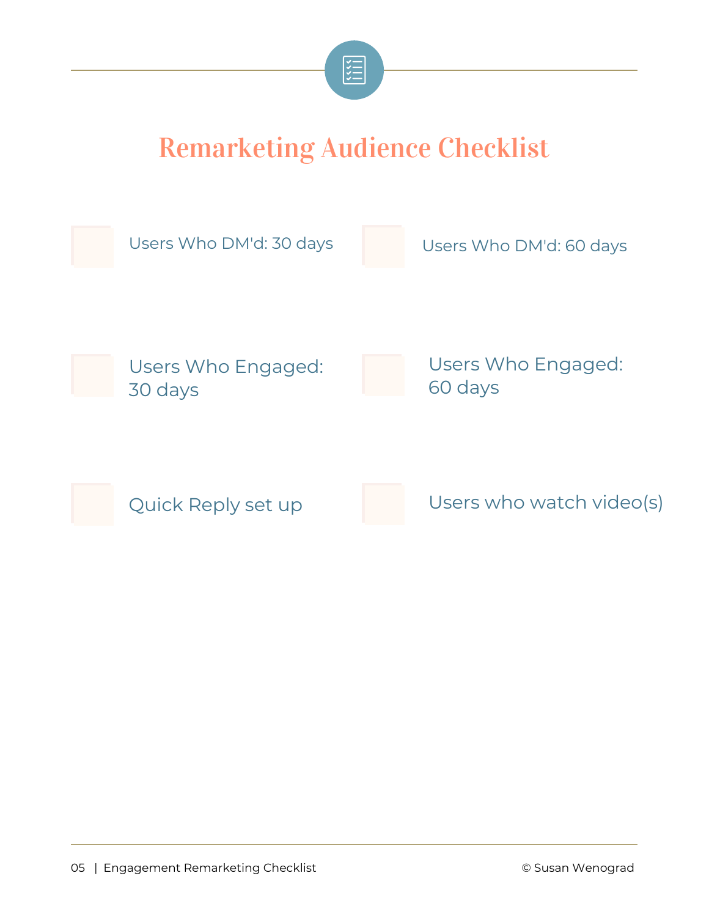# Remarketing Audience Checklist

- [ ] Users Who DM'd: 30 days
- [ ] Users Who DM'd: 60 days
- [ ] Users Who Engaged: 30 days
- [ ] Users Who Engaged: 60 days
- [ ] Quick Reply set up
- [ ] Users who watch video(s)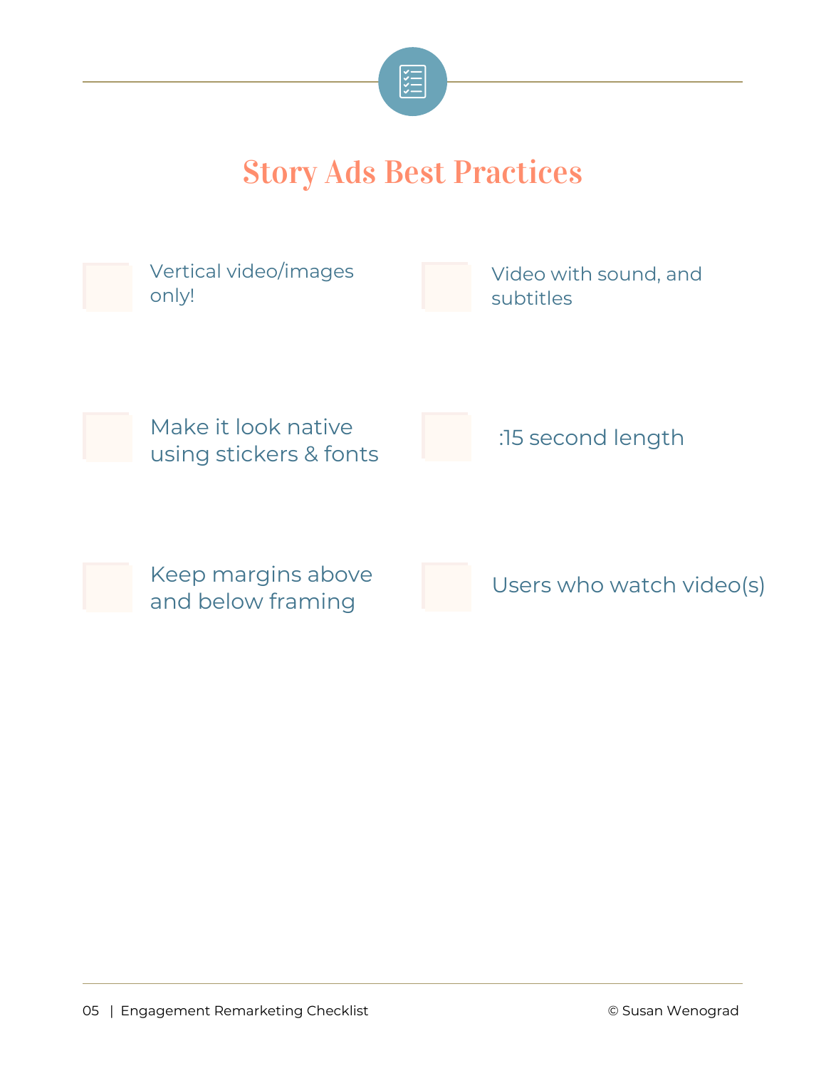# Story Ads Best Practices

- [ ] Vertical video/images only!
- [ ] Video with sound, and subtitles
- [ ] Make it look native using stickers & fonts
- [ ] :15 second length
- [ ] Keep margins above and below framing
- [ ] Users who watch video(s)